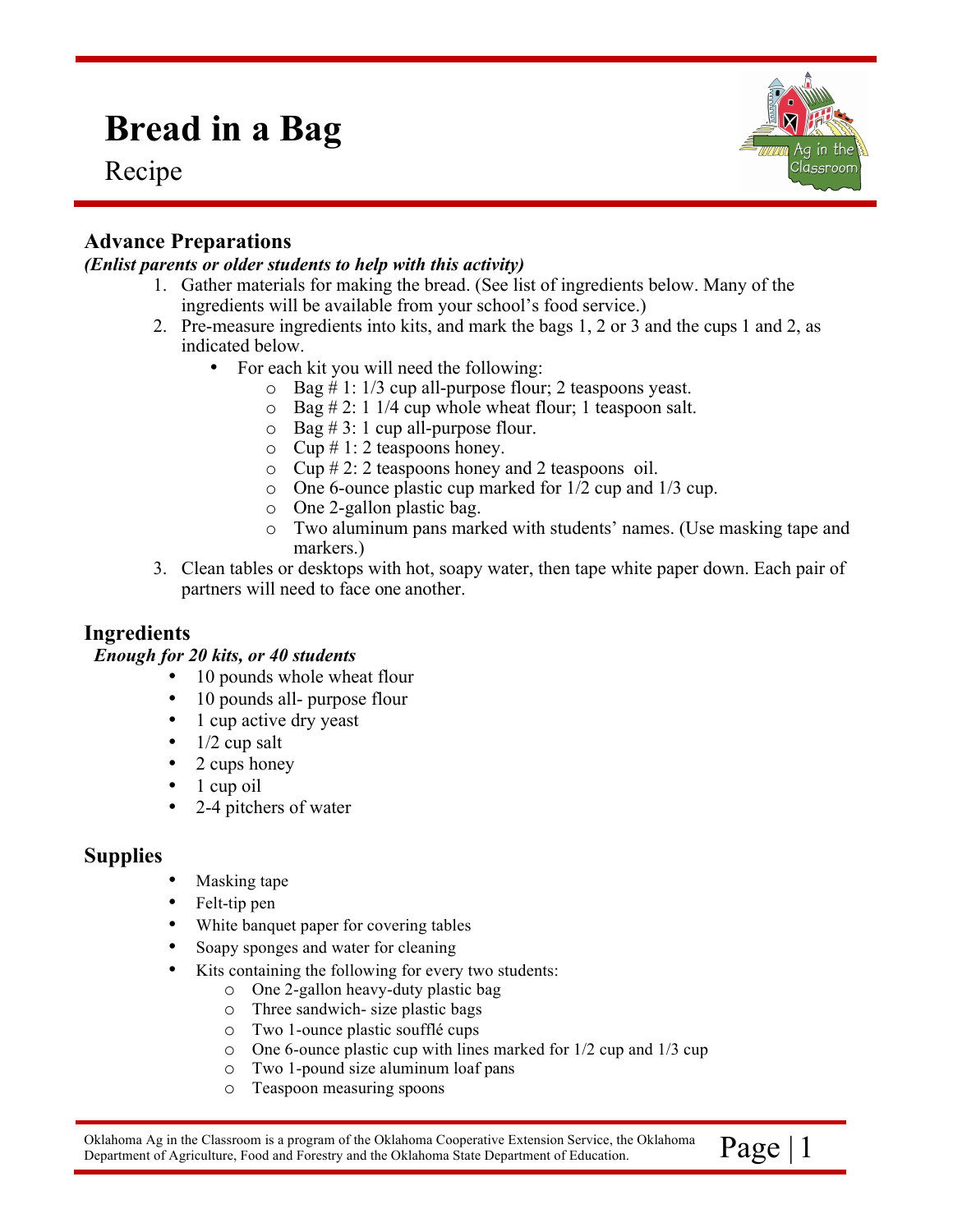# Bread in a Bag

Recipe

## Advance Preparations

***(Enlist parents or older students to help with this activity)***

1. Gather materials for making the bread. (See list of ingredients below. Many of the ingredients will be available from your school's food service.)
2. Pre-measure ingredients into kits, and mark the bags 1, 2 or 3 and the cups 1 and 2, as indicated below.
   - For each kit you will need the following:
     - Bag # 1: 1/3 cup all-purpose flour; 2 teaspoons yeast.
     - Bag # 2: 1 1/4 cup whole wheat flour; 1 teaspoon salt.
     - Bag # 3: 1 cup all-purpose flour.
     - Cup # 1: 2 teaspoons honey.
     - Cup # 2: 2 teaspoons honey and 2 teaspoons oil.
     - One 6-ounce plastic cup marked for 1/2 cup and 1/3 cup.
     - One 2-gallon plastic bag.
     - Two aluminum pans marked with students' names. (Use masking tape and markers.)
3. Clean tables or desktops with hot, soapy water, then tape white paper down. Each pair of partners will need to face one another.

## Ingredients

***Enough for 20 kits, or 40 students***

- 10 pounds whole wheat flour
- 10 pounds all- purpose flour
- 1 cup active dry yeast
- 1/2 cup salt
- 2 cups honey
- 1 cup oil
- 2-4 pitchers of water

## Supplies

- Masking tape
- Felt-tip pen
- White banquet paper for covering tables
- Soapy sponges and water for cleaning
- Kits containing the following for every two students:
  - One 2-gallon heavy-duty plastic bag
  - Three sandwich- size plastic bags
  - Two 1-ounce plastic soufflé cups
  - One 6-ounce plastic cup with lines marked for 1/2 cup and 1/3 cup
  - Two 1-pound size aluminum loaf pans
  - Teaspoon measuring spoons

Oklahoma Ag in the Classroom is a program of the Oklahoma Cooperative Extension Service, the Oklahoma Department of Agriculture, Food and Forestry and the Oklahoma State Department of Education.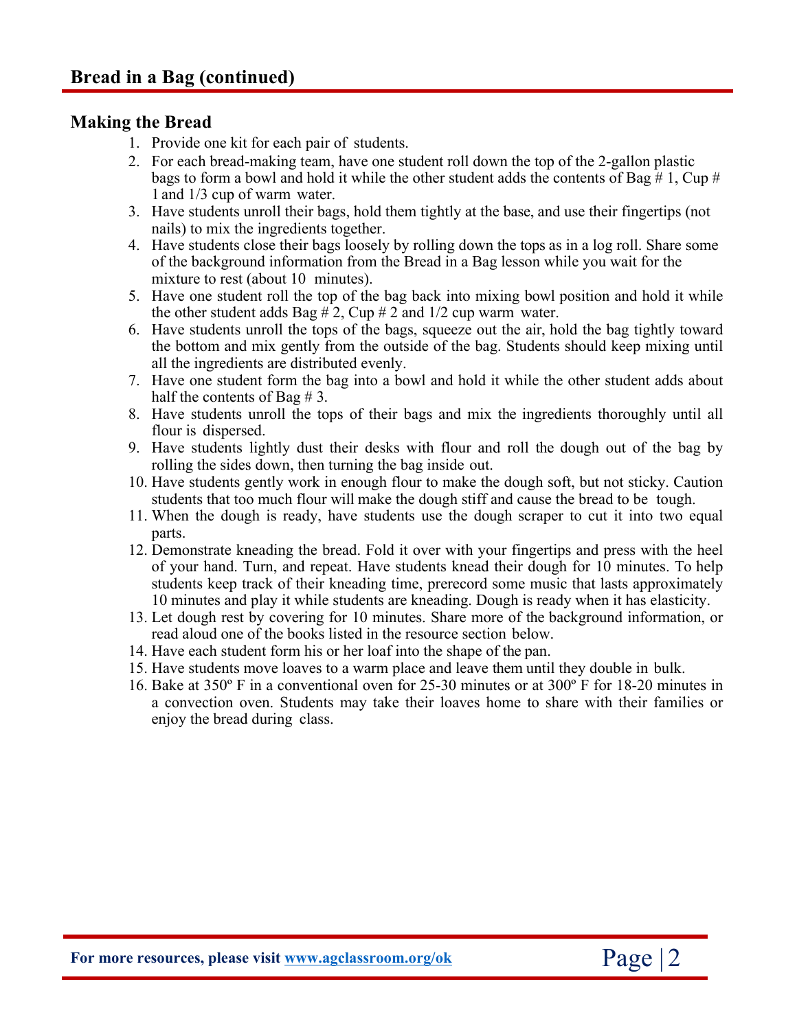## Bread in a Bag (continued)

### Making the Bread

1. Provide one kit for each pair of students.
2. For each bread-making team, have one student roll down the top of the 2-gallon plastic bags to form a bowl and hold it while the other student adds the contents of Bag # 1, Cup # 1 and 1/3 cup of warm water.
3. Have students unroll their bags, hold them tightly at the base, and use their fingertips (not nails) to mix the ingredients together.
4. Have students close their bags loosely by rolling down the tops as in a log roll. Share some of the background information from the Bread in a Bag lesson while you wait for the mixture to rest (about 10 minutes).
5. Have one student roll the top of the bag back into mixing bowl position and hold it while the other student adds Bag # 2, Cup # 2 and 1/2 cup warm water.
6. Have students unroll the tops of the bags, squeeze out the air, hold the bag tightly toward the bottom and mix gently from the outside of the bag. Students should keep mixing until all the ingredients are distributed evenly.
7. Have one student form the bag into a bowl and hold it while the other student adds about half the contents of Bag # 3.
8. Have students unroll the tops of their bags and mix the ingredients thoroughly until all flour is dispersed.
9. Have students lightly dust their desks with flour and roll the dough out of the bag by rolling the sides down, then turning the bag inside out.
10. Have students gently work in enough flour to make the dough soft, but not sticky. Caution students that too much flour will make the dough stiff and cause the bread to be tough.
11. When the dough is ready, have students use the dough scraper to cut it into two equal parts.
12. Demonstrate kneading the bread. Fold it over with your fingertips and press with the heel of your hand. Turn, and repeat. Have students knead their dough for 10 minutes. To help students keep track of their kneading time, prerecord some music that lasts approximately 10 minutes and play it while students are kneading. Dough is ready when it has elasticity.
13. Let dough rest by covering for 10 minutes. Share more of the background information, or read aloud one of the books listed in the resource section below.
14. Have each student form his or her loaf into the shape of the pan.
15. Have students move loaves to a warm place and leave them until they double in bulk.
16. Bake at 350º F in a conventional oven for 25-30 minutes or at 300º F for 18-20 minutes in a convection oven. Students may take their loaves home to share with their families or enjoy the bread during class.